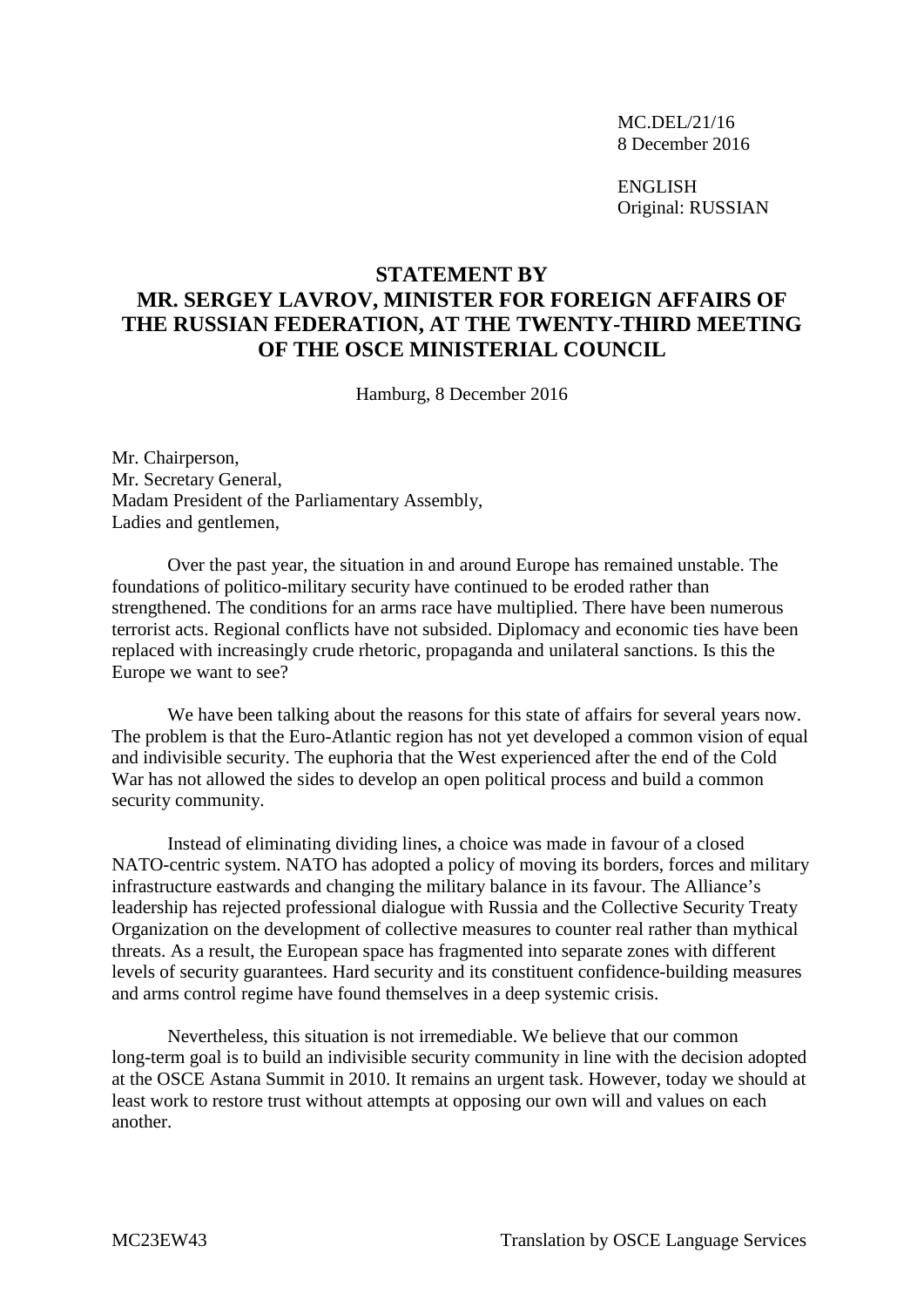MC.DEL/21/16
8 December 2016

ENGLISH
Original: RUSSIAN

# STATEMENT BY MR. SERGEY LAVROV, MINISTER FOR FOREIGN AFFAIRS OF THE RUSSIAN FEDERATION, AT THE TWENTY-THIRD MEETING OF THE OSCE MINISTERIAL COUNCIL

Hamburg, 8 December 2016

Mr. Chairperson,
Mr. Secretary General,
Madam President of the Parliamentary Assembly,
Ladies and gentlemen,

Over the past year, the situation in and around Europe has remained unstable. The foundations of politico-military security have continued to be eroded rather than strengthened. The conditions for an arms race have multiplied. There have been numerous terrorist acts. Regional conflicts have not subsided. Diplomacy and economic ties have been replaced with increasingly crude rhetoric, propaganda and unilateral sanctions. Is this the Europe we want to see?

We have been talking about the reasons for this state of affairs for several years now. The problem is that the Euro-Atlantic region has not yet developed a common vision of equal and indivisible security. The euphoria that the West experienced after the end of the Cold War has not allowed the sides to develop an open political process and build a common security community.

Instead of eliminating dividing lines, a choice was made in favour of a closed NATO-centric system. NATO has adopted a policy of moving its borders, forces and military infrastructure eastwards and changing the military balance in its favour. The Alliance's leadership has rejected professional dialogue with Russia and the Collective Security Treaty Organization on the development of collective measures to counter real rather than mythical threats. As a result, the European space has fragmented into separate zones with different levels of security guarantees. Hard security and its constituent confidence-building measures and arms control regime have found themselves in a deep systemic crisis.

Nevertheless, this situation is not irremediable. We believe that our common long-term goal is to build an indivisible security community in line with the decision adopted at the OSCE Astana Summit in 2010. It remains an urgent task. However, today we should at least work to restore trust without attempts at opposing our own will and values on each another.

MC23EW43 Translation by OSCE Language Services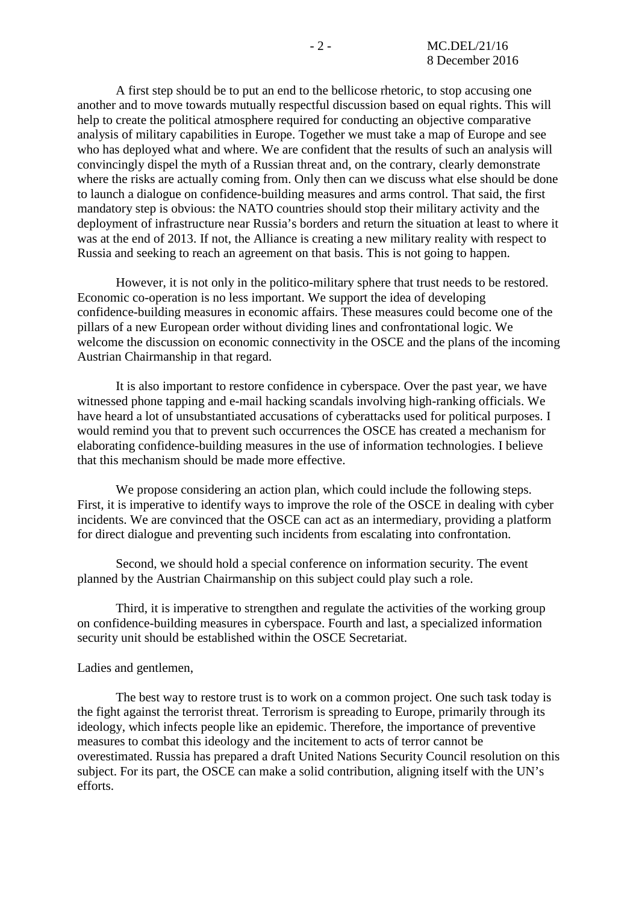A first step should be to put an end to the bellicose rhetoric, to stop accusing one another and to move towards mutually respectful discussion based on equal rights. This will help to create the political atmosphere required for conducting an objective comparative analysis of military capabilities in Europe. Together we must take a map of Europe and see who has deployed what and where. We are confident that the results of such an analysis will convincingly dispel the myth of a Russian threat and, on the contrary, clearly demonstrate where the risks are actually coming from. Only then can we discuss what else should be done to launch a dialogue on confidence-building measures and arms control. That said, the first mandatory step is obvious: the NATO countries should stop their military activity and the deployment of infrastructure near Russia's borders and return the situation at least to where it was at the end of 2013. If not, the Alliance is creating a new military reality with respect to Russia and seeking to reach an agreement on that basis. This is not going to happen.

However, it is not only in the politico-military sphere that trust needs to be restored. Economic co-operation is no less important. We support the idea of developing confidence-building measures in economic affairs. These measures could become one of the pillars of a new European order without dividing lines and confrontational logic. We welcome the discussion on economic connectivity in the OSCE and the plans of the incoming Austrian Chairmanship in that regard.

It is also important to restore confidence in cyberspace. Over the past year, we have witnessed phone tapping and e-mail hacking scandals involving high-ranking officials. We have heard a lot of unsubstantiated accusations of cyberattacks used for political purposes. I would remind you that to prevent such occurrences the OSCE has created a mechanism for elaborating confidence-building measures in the use of information technologies. I believe that this mechanism should be made more effective.

We propose considering an action plan, which could include the following steps. First, it is imperative to identify ways to improve the role of the OSCE in dealing with cyber incidents. We are convinced that the OSCE can act as an intermediary, providing a platform for direct dialogue and preventing such incidents from escalating into confrontation.

Second, we should hold a special conference on information security. The event planned by the Austrian Chairmanship on this subject could play such a role.

Third, it is imperative to strengthen and regulate the activities of the working group on confidence-building measures in cyberspace. Fourth and last, a specialized information security unit should be established within the OSCE Secretariat.

Ladies and gentlemen,

The best way to restore trust is to work on a common project. One such task today is the fight against the terrorist threat. Terrorism is spreading to Europe, primarily through its ideology, which infects people like an epidemic. Therefore, the importance of preventive measures to combat this ideology and the incitement to acts of terror cannot be overestimated. Russia has prepared a draft United Nations Security Council resolution on this subject. For its part, the OSCE can make a solid contribution, aligning itself with the UN's efforts.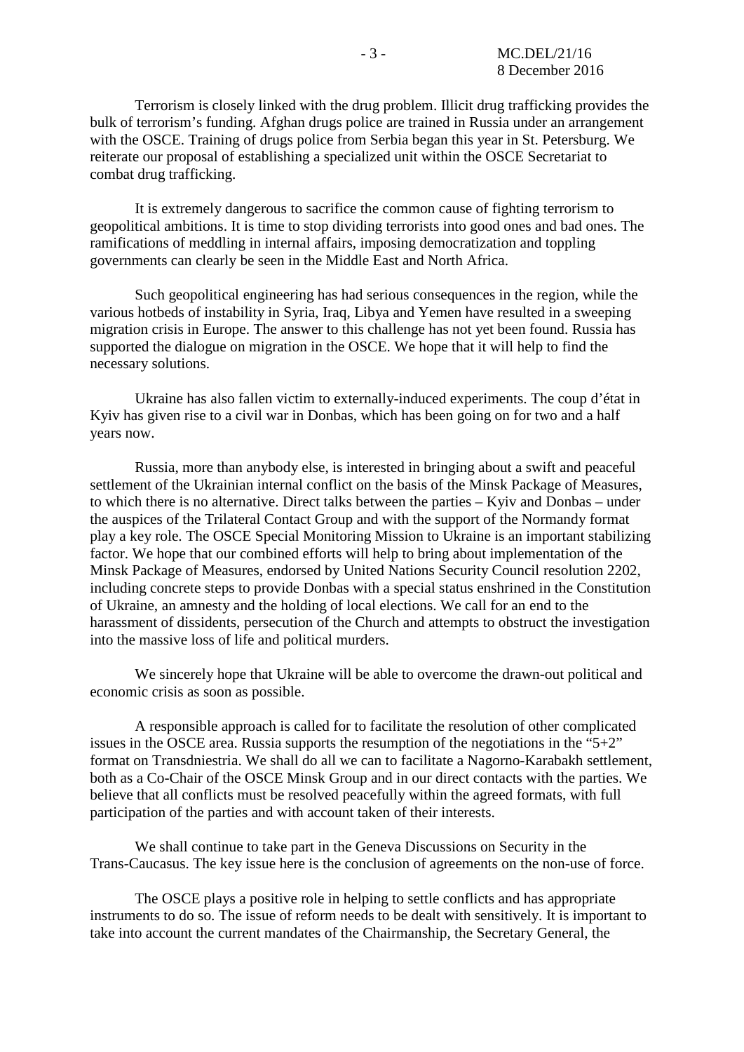Terrorism is closely linked with the drug problem. Illicit drug trafficking provides the bulk of terrorism's funding. Afghan drugs police are trained in Russia under an arrangement with the OSCE. Training of drugs police from Serbia began this year in St. Petersburg. We reiterate our proposal of establishing a specialized unit within the OSCE Secretariat to combat drug trafficking.

It is extremely dangerous to sacrifice the common cause of fighting terrorism to geopolitical ambitions. It is time to stop dividing terrorists into good ones and bad ones. The ramifications of meddling in internal affairs, imposing democratization and toppling governments can clearly be seen in the Middle East and North Africa.

Such geopolitical engineering has had serious consequences in the region, while the various hotbeds of instability in Syria, Iraq, Libya and Yemen have resulted in a sweeping migration crisis in Europe. The answer to this challenge has not yet been found. Russia has supported the dialogue on migration in the OSCE. We hope that it will help to find the necessary solutions.

Ukraine has also fallen victim to externally-induced experiments. The coup d'état in Kyiv has given rise to a civil war in Donbas, which has been going on for two and a half years now.

Russia, more than anybody else, is interested in bringing about a swift and peaceful settlement of the Ukrainian internal conflict on the basis of the Minsk Package of Measures, to which there is no alternative. Direct talks between the parties – Kyiv and Donbas – under the auspices of the Trilateral Contact Group and with the support of the Normandy format play a key role. The OSCE Special Monitoring Mission to Ukraine is an important stabilizing factor. We hope that our combined efforts will help to bring about implementation of the Minsk Package of Measures, endorsed by United Nations Security Council resolution 2202, including concrete steps to provide Donbas with a special status enshrined in the Constitution of Ukraine, an amnesty and the holding of local elections. We call for an end to the harassment of dissidents, persecution of the Church and attempts to obstruct the investigation into the massive loss of life and political murders.

We sincerely hope that Ukraine will be able to overcome the drawn-out political and economic crisis as soon as possible.

A responsible approach is called for to facilitate the resolution of other complicated issues in the OSCE area. Russia supports the resumption of the negotiations in the "5+2" format on Transdniestria. We shall do all we can to facilitate a Nagorno-Karabakh settlement, both as a Co-Chair of the OSCE Minsk Group and in our direct contacts with the parties. We believe that all conflicts must be resolved peacefully within the agreed formats, with full participation of the parties and with account taken of their interests.

We shall continue to take part in the Geneva Discussions on Security in the Trans-Caucasus. The key issue here is the conclusion of agreements on the non-use of force.

The OSCE plays a positive role in helping to settle conflicts and has appropriate instruments to do so. The issue of reform needs to be dealt with sensitively. It is important to take into account the current mandates of the Chairmanship, the Secretary General, the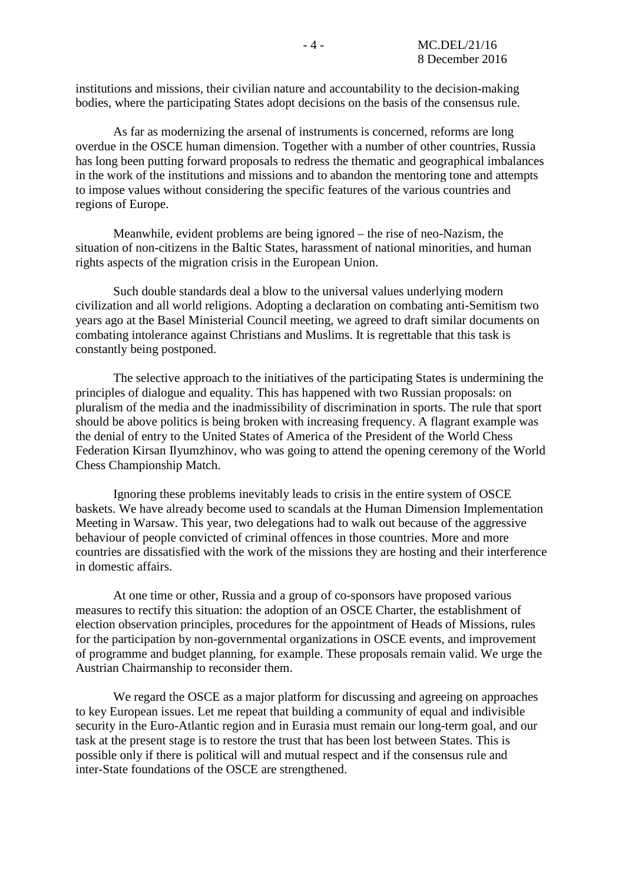institutions and missions, their civilian nature and accountability to the decision-making bodies, where the participating States adopt decisions on the basis of the consensus rule.

As far as modernizing the arsenal of instruments is concerned, reforms are long overdue in the OSCE human dimension. Together with a number of other countries, Russia has long been putting forward proposals to redress the thematic and geographical imbalances in the work of the institutions and missions and to abandon the mentoring tone and attempts to impose values without considering the specific features of the various countries and regions of Europe.

Meanwhile, evident problems are being ignored – the rise of neo-Nazism, the situation of non-citizens in the Baltic States, harassment of national minorities, and human rights aspects of the migration crisis in the European Union.

Such double standards deal a blow to the universal values underlying modern civilization and all world religions. Adopting a declaration on combating anti-Semitism two years ago at the Basel Ministerial Council meeting, we agreed to draft similar documents on combating intolerance against Christians and Muslims. It is regrettable that this task is constantly being postponed.

The selective approach to the initiatives of the participating States is undermining the principles of dialogue and equality. This has happened with two Russian proposals: on pluralism of the media and the inadmissibility of discrimination in sports. The rule that sport should be above politics is being broken with increasing frequency. A flagrant example was the denial of entry to the United States of America of the President of the World Chess Federation Kirsan Ilyumzhinov, who was going to attend the opening ceremony of the World Chess Championship Match.

Ignoring these problems inevitably leads to crisis in the entire system of OSCE baskets. We have already become used to scandals at the Human Dimension Implementation Meeting in Warsaw. This year, two delegations had to walk out because of the aggressive behaviour of people convicted of criminal offences in those countries. More and more countries are dissatisfied with the work of the missions they are hosting and their interference in domestic affairs.

At one time or other, Russia and a group of co-sponsors have proposed various measures to rectify this situation: the adoption of an OSCE Charter, the establishment of election observation principles, procedures for the appointment of Heads of Missions, rules for the participation by non-governmental organizations in OSCE events, and improvement of programme and budget planning, for example. These proposals remain valid. We urge the Austrian Chairmanship to reconsider them.

We regard the OSCE as a major platform for discussing and agreeing on approaches to key European issues. Let me repeat that building a community of equal and indivisible security in the Euro-Atlantic region and in Eurasia must remain our long-term goal, and our task at the present stage is to restore the trust that has been lost between States. This is possible only if there is political will and mutual respect and if the consensus rule and inter-State foundations of the OSCE are strengthened.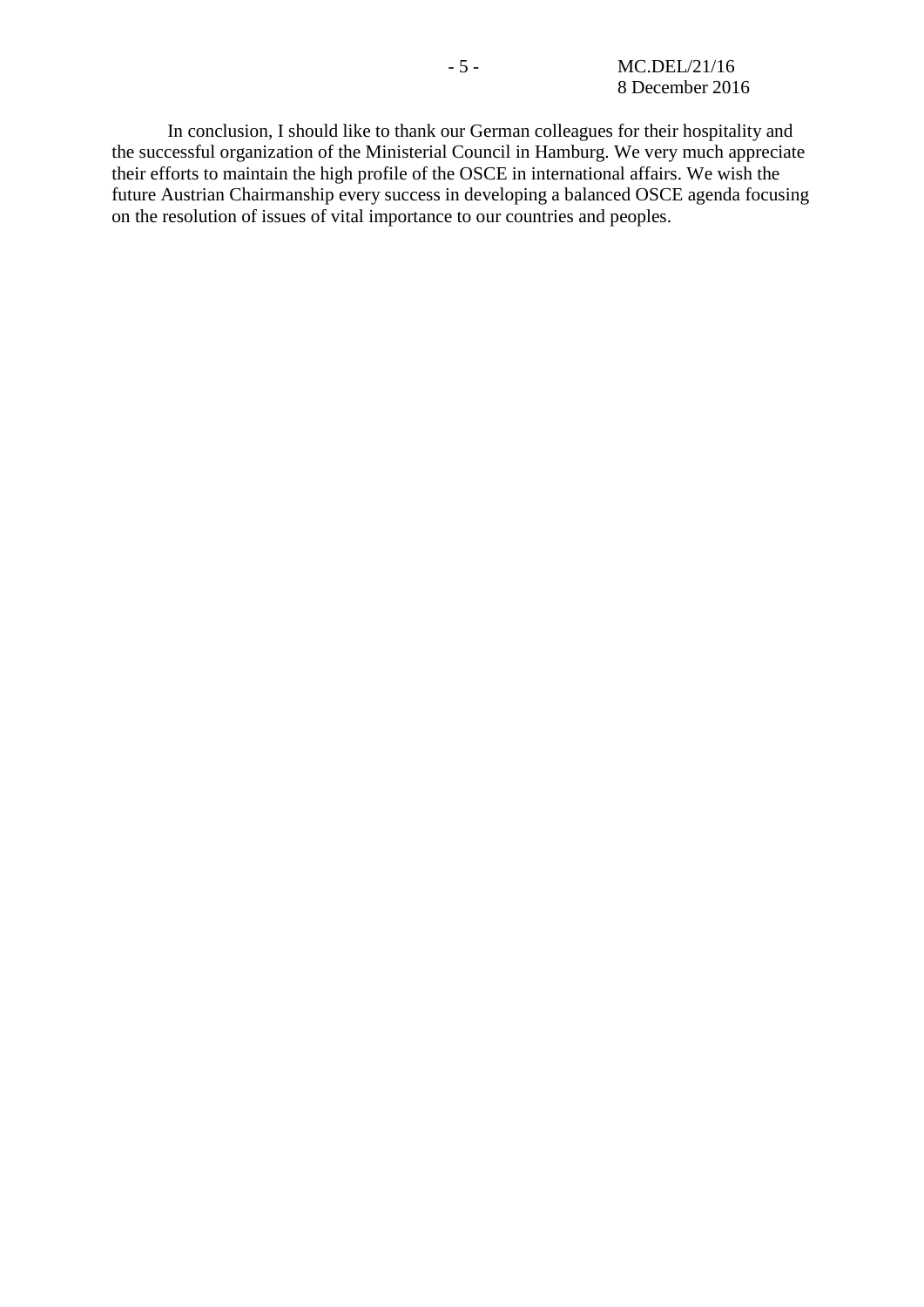In conclusion, I should like to thank our German colleagues for their hospitality and the successful organization of the Ministerial Council in Hamburg. We very much appreciate their efforts to maintain the high profile of the OSCE in international affairs. We wish the future Austrian Chairmanship every success in developing a balanced OSCE agenda focusing on the resolution of issues of vital importance to our countries and peoples.